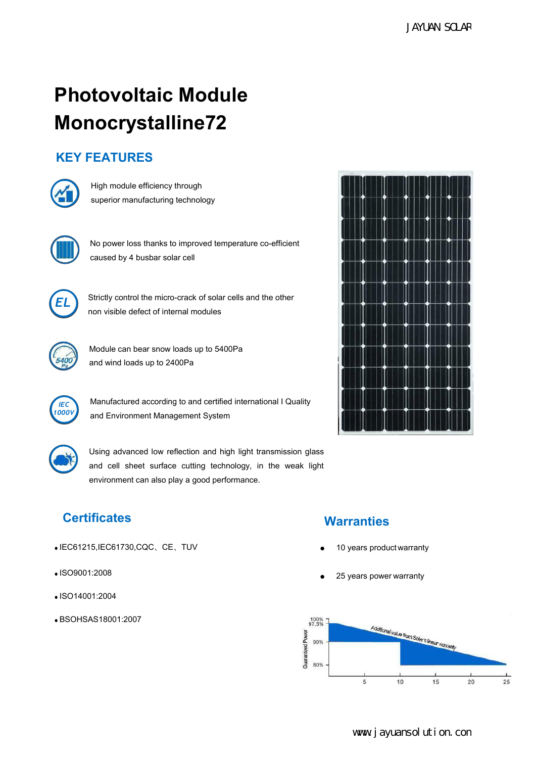# Photovoltaic Module Monocrystalline72

## KEY FEATURES

High module efficiency through superior manufacturing technology

No power loss thanks to improved temperature co-efficient caused by 4 busbar solar cell

Strictly control the micro-crack of solar cells and the other non visible defect of internal modules

Module can bear snow loads up to 5400Pa and wind loads up to 2400Pa

Manufactured according to and certified international I Quality and Environment Management System

Using advanced low reflection and high light transmission glass and cell sheet surface cutting technology, in the weak light environment can also play a good performance.

## Certificates

- IEC61215,IEC61730,CQC、CE、TUV
- ISO9001:2008
- ISO14001:2004
- BSOHSAS18001:2007

## Warranties

- 10 years product warranty
- 25 years power warranty

Guaranteed Power: 100%, 97.5%, 90%, 80%

Additional value from Solar's linear warranty

Years: 5, 10, 15, 20, 25

www.jayuansolution.con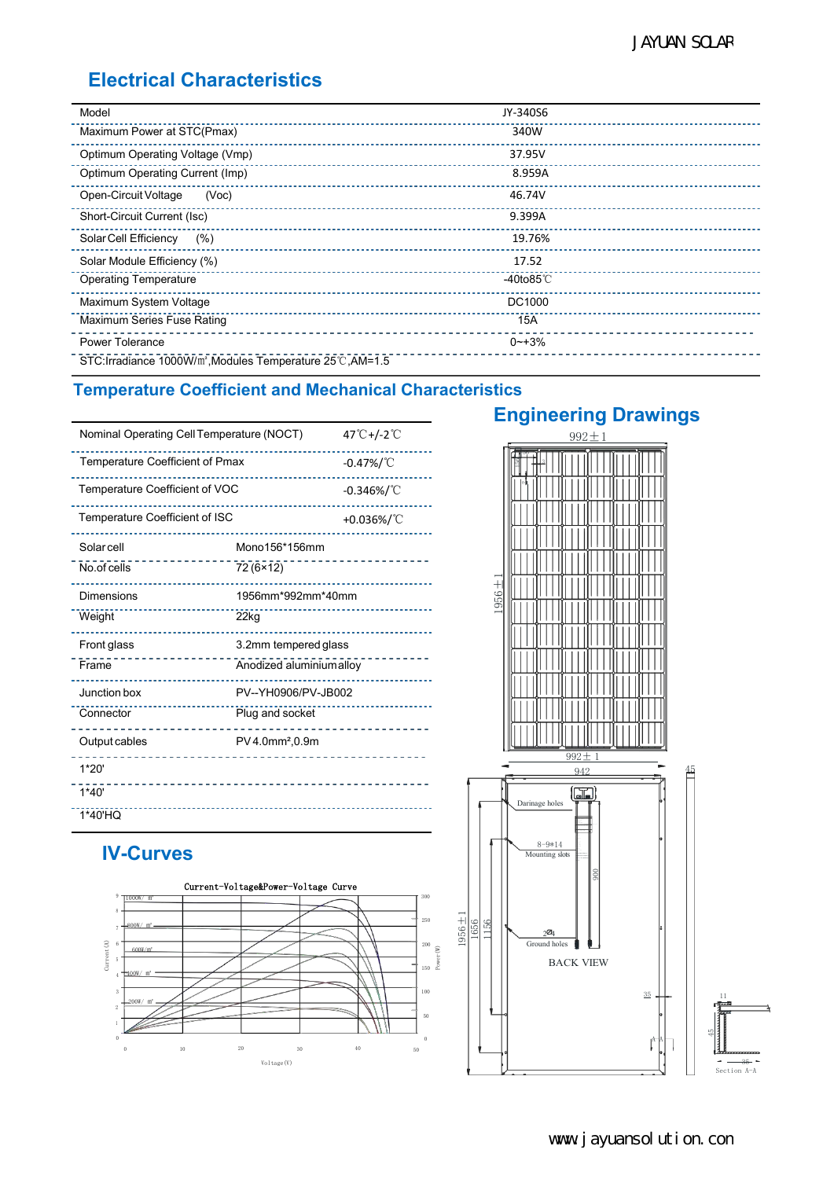## Electrical Characteristics

| | |
|---|---|
| Model | JY-340S6 |
| Maximum Power at STC(Pmax) | 340W |
| Optimum Operating Voltage (Vmp) | 37.95V |
| Optimum Operating Current (Imp) | 8.959A |
| Open-Circuit Voltage (Voc) | 46.74V |
| Short-Circuit Current (Isc) | 9.399A |
| Solar Cell Efficiency (%) | 19.76% |
| Solar Module Efficiency (%) | 17.52 |
| Operating Temperature | -40to85℃ |
| Maximum System Voltage | DC1000 |
| Maximum Series Fuse Rating | 15A |
| Power Tolerance | 0~+3% |

STC:Irradiance 1000W/m²,Modules Temperature 25℃,AM=1.5

## Temperature Coefficient and Mechanical Characteristics

| | |
|---|---|
| Nominal Operating Cell Temperature (NOCT) | 47℃+/-2℃ |
| Temperature Coefficient of Pmax | -0.47%/℃ |
| Temperature Coefficient of VOC | -0.346%/℃ |
| Temperature Coefficient of ISC | +0.036%/℃ |
| Solar cell | Mono156*156mm |
| No.of cells | 72 (6×12) |
| Dimensions | 1956mm*992mm*40mm |
| Weight | 22kg |
| Front glass | 3.2mm tempered glass |
| Frame | Anodized aluminium alloy |
| Junction box | PV--YH0906/PV-JB002 |
| Connector | Plug and socket |
| Output cables | PV 4.0mm²,0.9m |
| 1*20' | |
| 1*40' | |
| 1*40'HQ | |

## Engineering Drawings

992±1

1956±1

992±1

942

45

Darinage holes

8-9*14

Mounting slots

900

1956±1

1656

1156

2-Ø4

Ground holes

BACK VIEW

35

A-A

11

45

35

Section A-A

## IV-Curves

Current-Voltage&Power-Voltage Curve

1000W/m²

800W/m²

600W/m²

400W/m²

200W/m²

Current (A)

Power (W)

Voltage (V)

0 10 20 30 40 50

0 1 2 3 4 5 6 7 8 9

0 50 100 150 200 250 300

www.jayuansolution.com